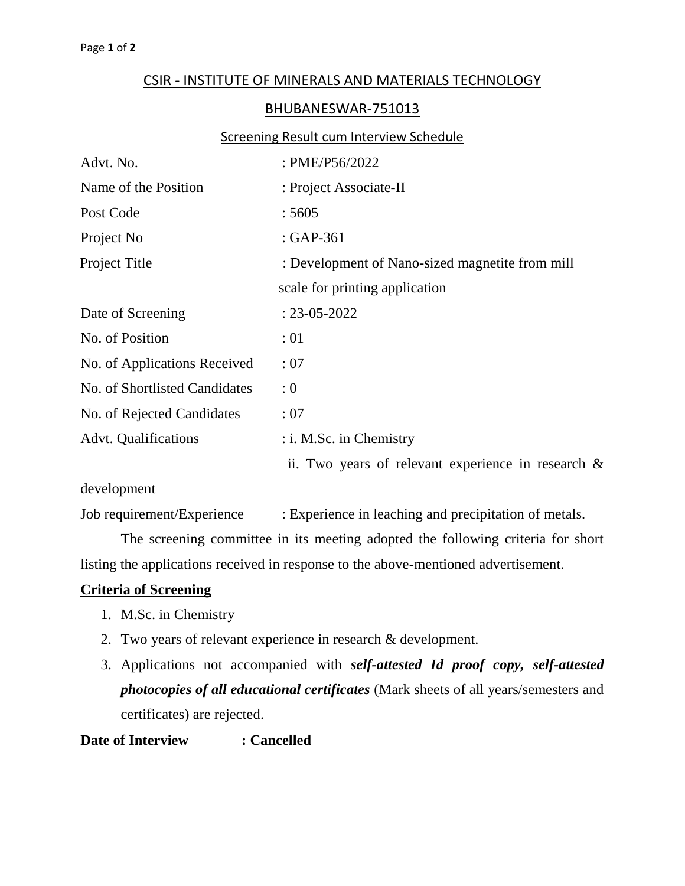# CSIR - INSTITUTE OF MINERALS AND MATERIALS TECHNOLOGY

## BHUBANESWAR-751013

### Screening Result cum Interview Schedule

| | |
|---|---|
| Advt. No. | : PME/P56/2022 |
| Name of the Position | : Project Associate-II |
| Post Code | : 5605 |
| Project No | : GAP-361 |
| Project Title | : Development of Nano-sized magnetite from mill scale for printing application |
| Date of Screening | : 23-05-2022 |
| No. of Position | : 01 |
| No. of Applications Received | : 07 |
| No. of Shortlisted Candidates | : 0 |
| No. of Rejected Candidates | : 07 |
| Advt. Qualifications | : i. M.Sc. in Chemistry<br>ii. Two years of relevant experience in research & development |
| Job requirement/Experience | : Experience in leaching and precipitation of metals. |

The screening committee in its meeting adopted the following criteria for short listing the applications received in response to the above-mentioned advertisement.

**Criteria of Screening**

1. M.Sc. in Chemistry
2. Two years of relevant experience in research & development.
3. Applications not accompanied with ***self-attested Id proof copy, self-attested photocopies of all educational certificates*** (Mark sheets of all years/semesters and certificates) are rejected.

**Date of Interview : Cancelled**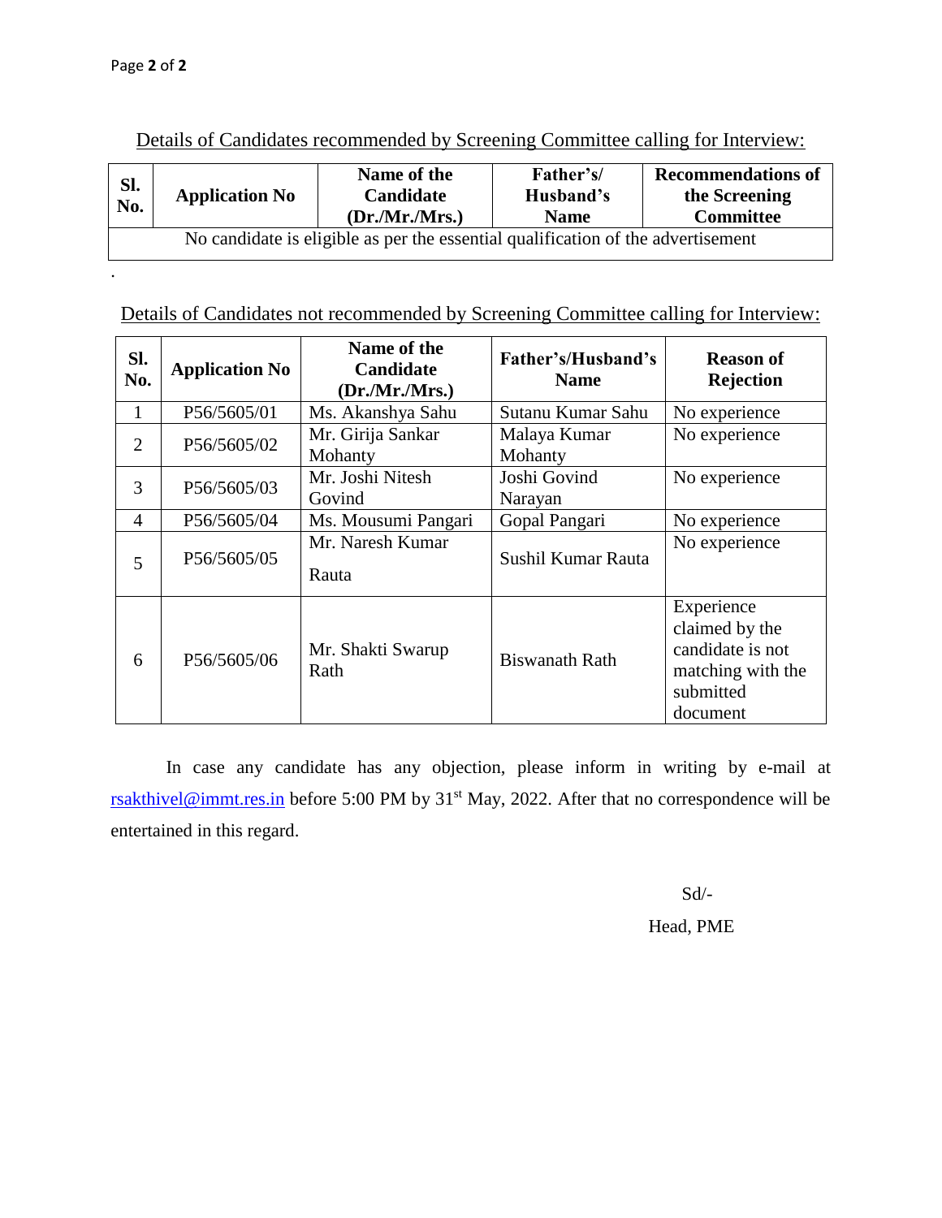<u>Details of Candidates recommended by Screening Committee calling for Interview:</u>

| Sl. No. | Application No | Name of the Candidate (Dr./Mr./Mrs.) | Father's/ Husband's Name | Recommendations of the Screening Committee |
|---|---|---|---|---|
| No candidate is eligible as per the essential qualification of the advertisement | | | | |

.

<u>Details of Candidates not recommended by Screening Committee calling for Interview:</u>

| Sl. No. | Application No | Name of the Candidate (Dr./Mr./Mrs.) | Father's/Husband's Name | Reason of Rejection |
|---|---|---|---|---|
| 1 | P56/5605/01 | Ms. Akanshya Sahu | Sutanu Kumar Sahu | No experience |
| 2 | P56/5605/02 | Mr. Girija Sankar Mohanty | Malaya Kumar Mohanty | No experience |
| 3 | P56/5605/03 | Mr. Joshi Nitesh Govind | Joshi Govind Narayan | No experience |
| 4 | P56/5605/04 | Ms. Mousumi Pangari | Gopal Pangari | No experience |
| 5 | P56/5605/05 | Mr. Naresh Kumar Rauta | Sushil Kumar Rauta | No experience |
| 6 | P56/5605/06 | Mr. Shakti Swarup Rath | Biswanath Rath | Experience claimed by the candidate is not matching with the submitted document |

In case any candidate has any objection, please inform in writing by e-mail at rsakthivel@immt.res.in before 5:00 PM by 31st May, 2022. After that no correspondence will be entertained in this regard.

Sd/-

Head, PME